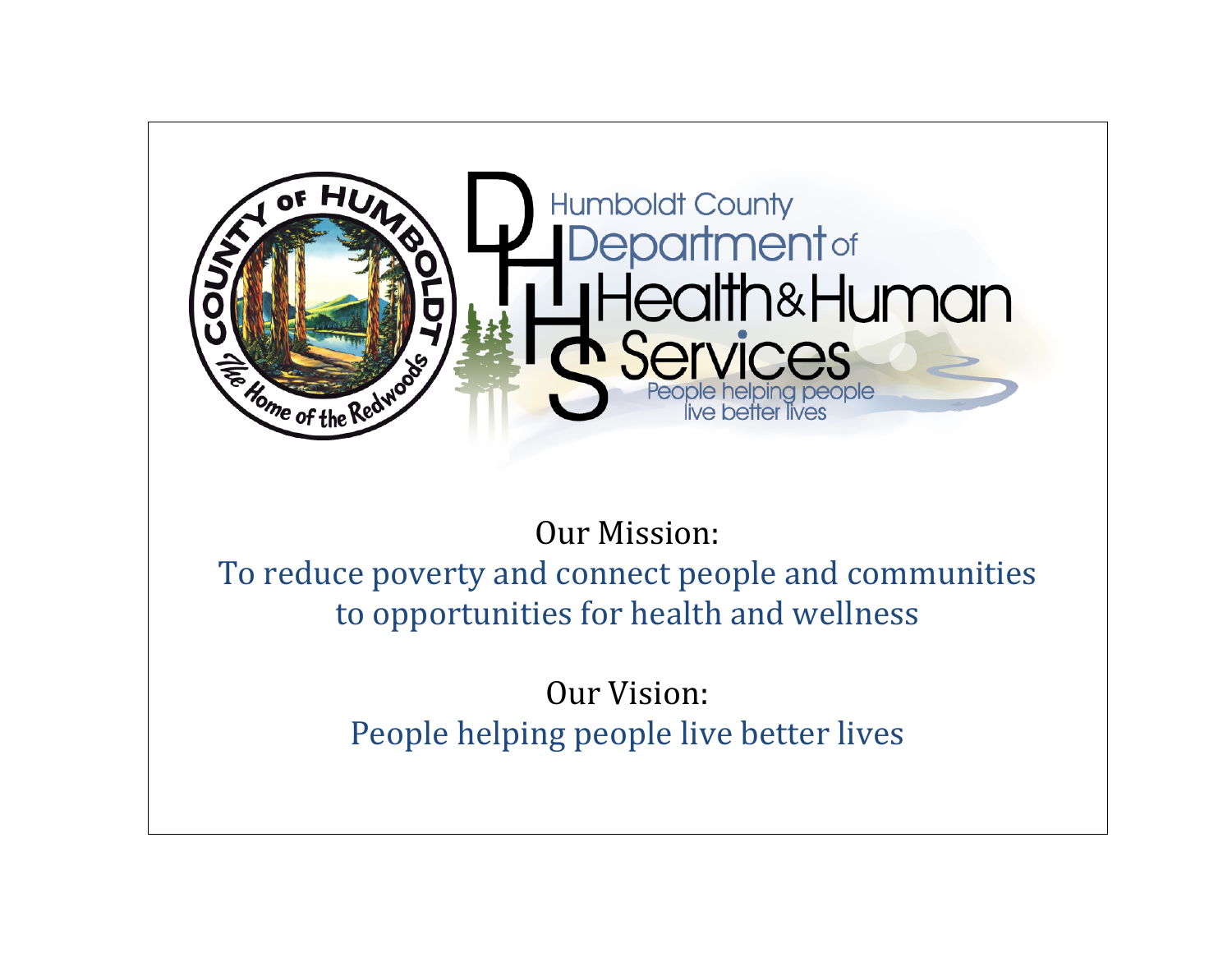Humboldt County Department of Health & Human Services

People helping people live better lives

Our Mission:

To reduce poverty and connect people and communities to opportunities for health and wellness

Our Vision:

People helping people live better lives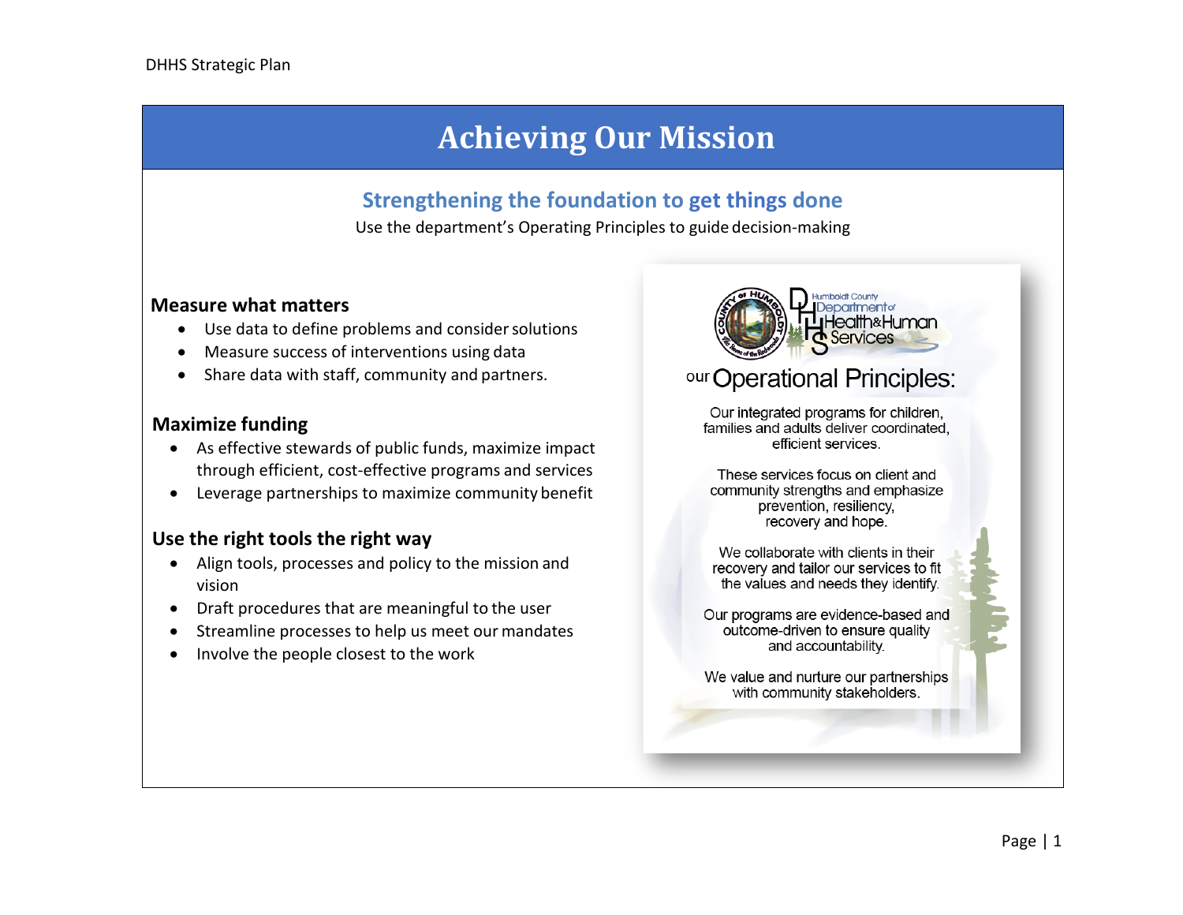# Achieving Our Mission

## Strengthening the foundation to get things done

Use the department's Operating Principles to guide decision-making

### Measure what matters

- Use data to define problems and consider solutions
- Measure success of interventions using data
- Share data with staff, community and partners.

### Maximize funding

- As effective stewards of public funds, maximize impact through efficient, cost-effective programs and services
- Leverage partnerships to maximize community benefit

### Use the right tools the right way

- Align tools, processes and policy to the mission and vision
- Draft procedures that are meaningful to the user
- Streamline processes to help us meet our mandates
- Involve the people closest to the work

Humboldt County Department of Health & Human Services

our Operational Principles:

Our integrated programs for children, families and adults deliver coordinated, efficient services.

These services focus on client and community strengths and emphasize prevention, resiliency, recovery and hope.

We collaborate with clients in their recovery and tailor our services to fit the values and needs they identify.

Our programs are evidence-based and outcome-driven to ensure quality and accountability.

We value and nurture our partnerships with community stakeholders.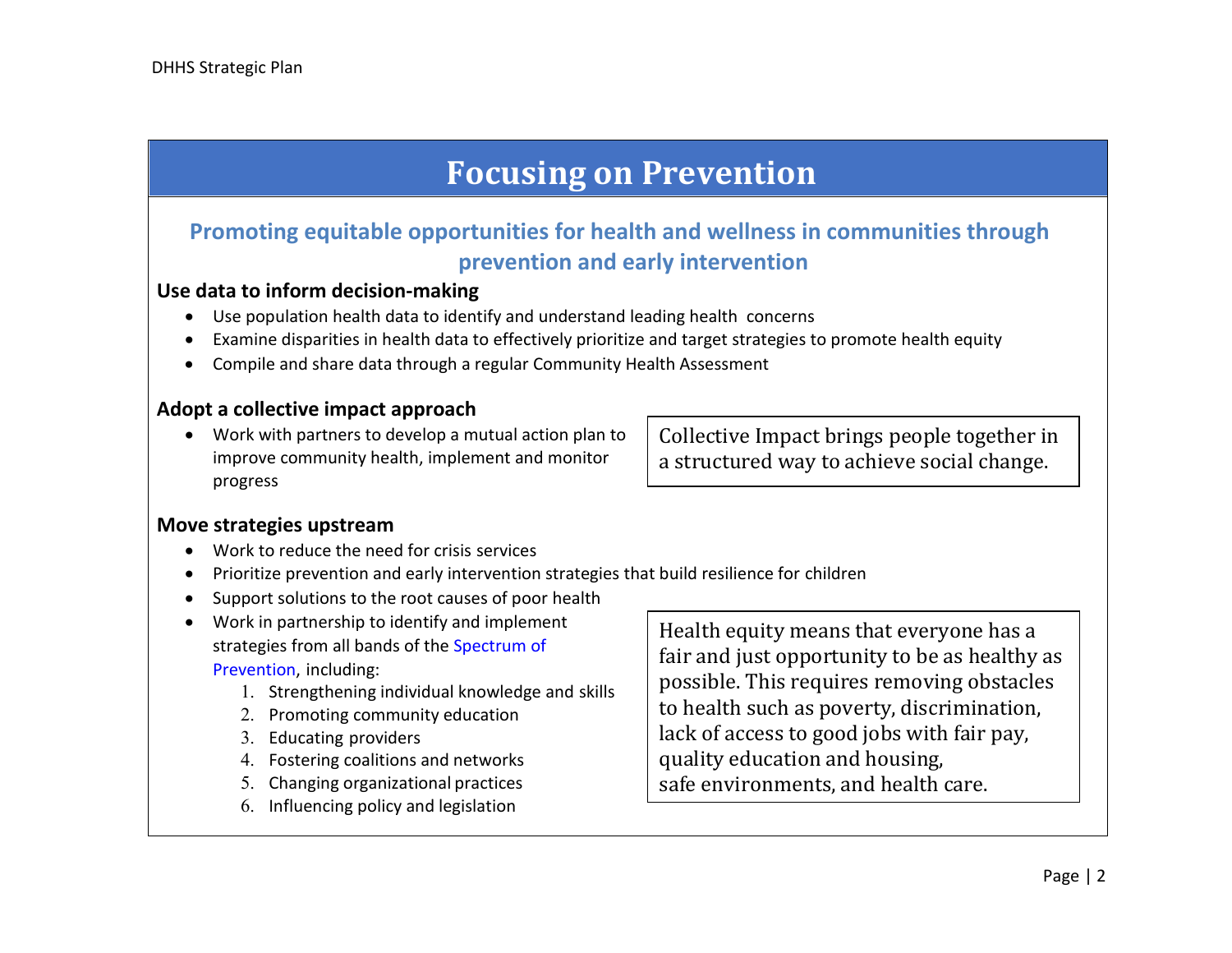# Focusing on Prevention

## Promoting equitable opportunities for health and wellness in communities through prevention and early intervention

### Use data to inform decision-making

- Use population health data to identify and understand leading health concerns
- Examine disparities in health data to effectively prioritize and target strategies to promote health equity
- Compile and share data through a regular Community Health Assessment

### Adopt a collective impact approach

- Work with partners to develop a mutual action plan to improve community health, implement and monitor progress

> Collective Impact brings people together in a structured way to achieve social change.

### Move strategies upstream

- Work to reduce the need for crisis services
- Prioritize prevention and early intervention strategies that build resilience for children
- Support solutions to the root causes of poor health
- Work in partnership to identify and implement strategies from all bands of the Spectrum of Prevention, including:
  1. Strengthening individual knowledge and skills
  2. Promoting community education
  3. Educating providers
  4. Fostering coalitions and networks
  5. Changing organizational practices
  6. Influencing policy and legislation

> Health equity means that everyone has a fair and just opportunity to be as healthy as possible. This requires removing obstacles to health such as poverty, discrimination, lack of access to good jobs with fair pay, quality education and housing, safe environments, and health care.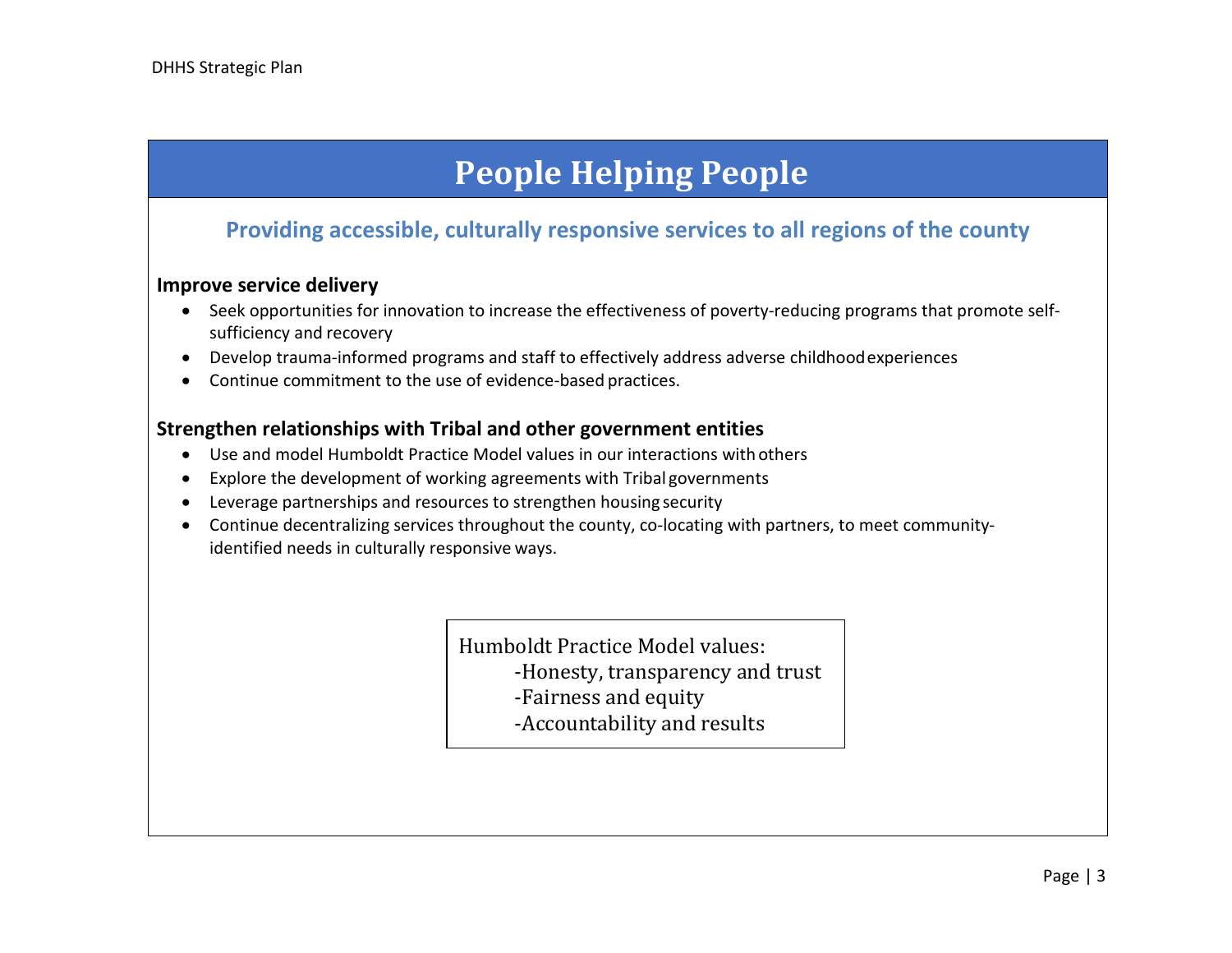# People Helping People

## Providing accessible, culturally responsive services to all regions of the county

**Improve service delivery**

- Seek opportunities for innovation to increase the effectiveness of poverty-reducing programs that promote self-sufficiency and recovery
- Develop trauma-informed programs and staff to effectively address adverse childhood experiences
- Continue commitment to the use of evidence-based practices.

**Strengthen relationships with Tribal and other government entities**

- Use and model Humboldt Practice Model values in our interactions with others
- Explore the development of working agreements with Tribal governments
- Leverage partnerships and resources to strengthen housing security
- Continue decentralizing services throughout the county, co-locating with partners, to meet community-identified needs in culturally responsive ways.

Humboldt Practice Model values:
- -Honesty, transparency and trust
- -Fairness and equity
- -Accountability and results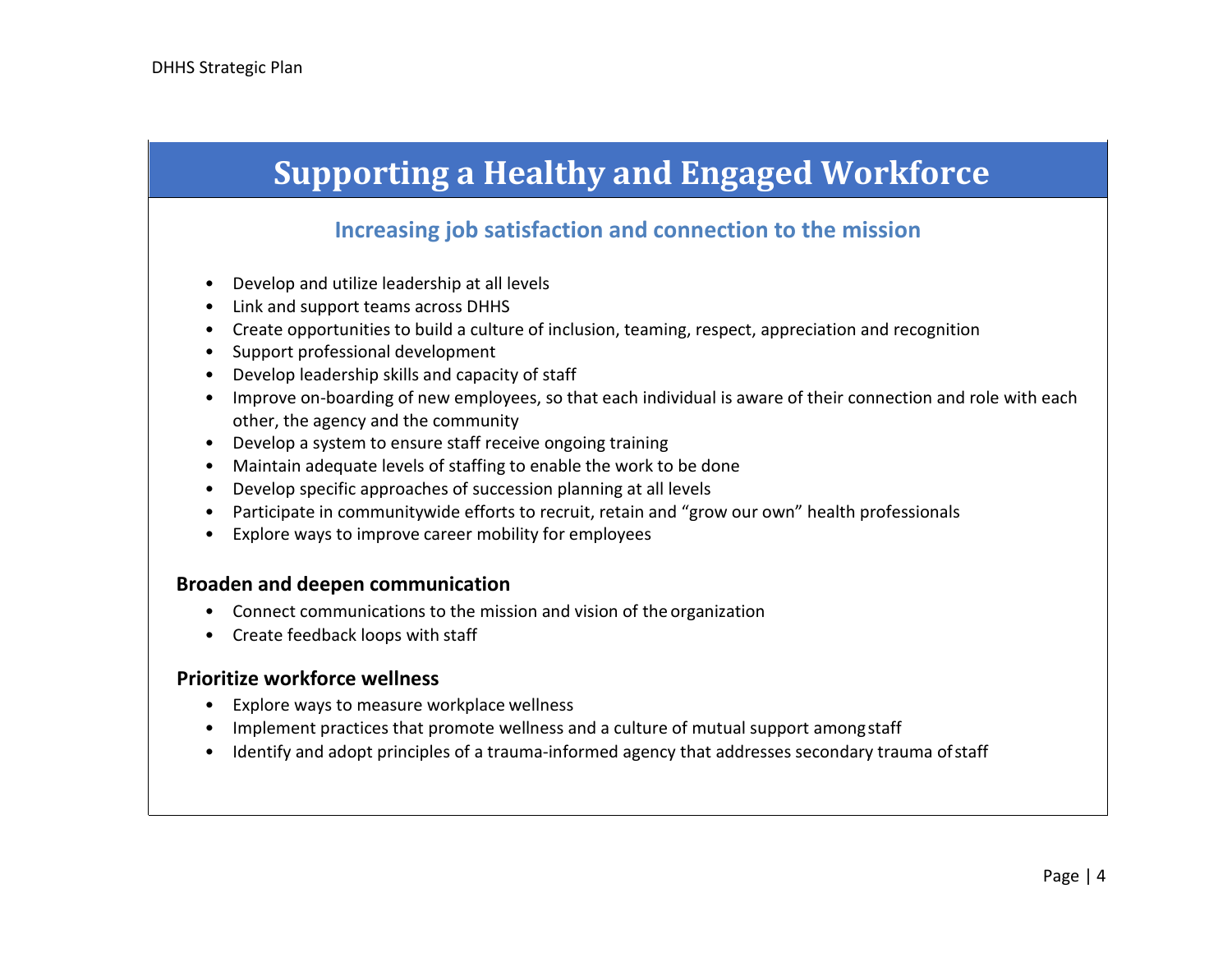# Supporting a Healthy and Engaged Workforce

## Increasing job satisfaction and connection to the mission

- Develop and utilize leadership at all levels
- Link and support teams across DHHS
- Create opportunities to build a culture of inclusion, teaming, respect, appreciation and recognition
- Support professional development
- Develop leadership skills and capacity of staff
- Improve on-boarding of new employees, so that each individual is aware of their connection and role with each other, the agency and the community
- Develop a system to ensure staff receive ongoing training
- Maintain adequate levels of staffing to enable the work to be done
- Develop specific approaches of succession planning at all levels
- Participate in communitywide efforts to recruit, retain and "grow our own" health professionals
- Explore ways to improve career mobility for employees

### Broaden and deepen communication

- Connect communications to the mission and vision of the organization
- Create feedback loops with staff

### Prioritize workforce wellness

- Explore ways to measure workplace wellness
- Implement practices that promote wellness and a culture of mutual support among staff
- Identify and adopt principles of a trauma-informed agency that addresses secondary trauma of staff